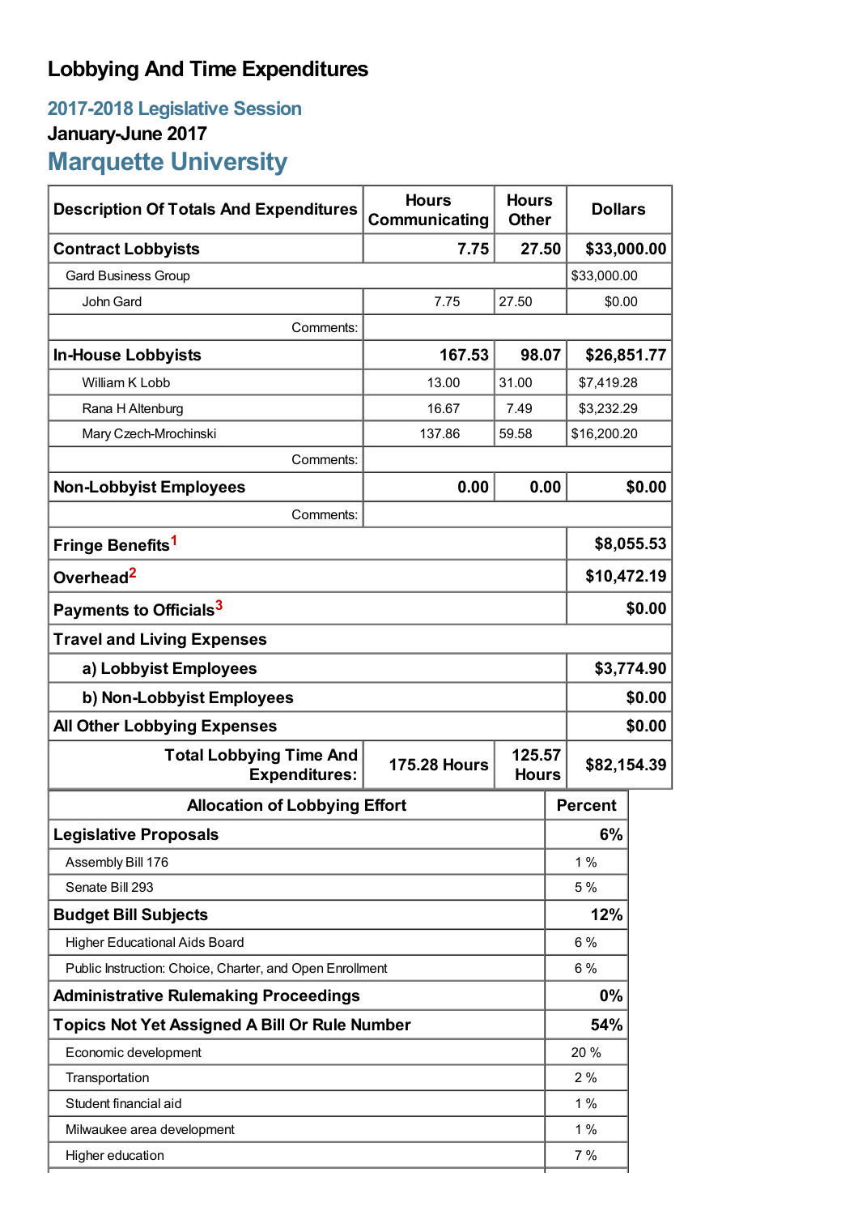# Lobbying And Time Expenditures

## 2017-2018 Legislative Session

### January-June 2017

## Marquette University

| Description Of Totals And Expenditures | Hours Communicating | Hours Other | Dollars |
|---|---|---|---|
| **Contract Lobbyists** | **7.75** | **27.50** | **$33,000.00** |
| Gard Business Group | | | $33,000.00 |
| John Gard | 7.75 | 27.50 | $0.00 |
| Comments: | | | |
| **In-House Lobbyists** | **167.53** | **98.07** | **$26,851.77** |
| William K Lobb | 13.00 | 31.00 | $7,419.28 |
| Rana H Altenburg | 16.67 | 7.49 | $3,232.29 |
| Mary Czech-Mrochinski | 137.86 | 59.58 | $16,200.20 |
| Comments: | | | |
| **Non-Lobbyist Employees** | **0.00** | **0.00** | **$0.00** |
| Comments: | | | |
| **Fringe Benefits[1]** | | | **$8,055.53** |
| **Overhead[2]** | | | **$10,472.19** |
| **Payments to Officials[3]** | | | **$0.00** |
| **Travel and Living Expenses** | | | |
| **a) Lobbyist Employees** | | | **$3,774.90** |
| **b) Non-Lobbyist Employees** | | | **$0.00** |
| **All Other Lobbying Expenses** | | | **$0.00** |
| **Total Lobbying Time And Expenditures:** | **175.28 Hours** | **125.57 Hours** | **$82,154.39** |

| Allocation of Lobbying Effort | Percent |
|---|---|
| **Legislative Proposals** | **6%** |
| Assembly Bill 176 | 1 % |
| Senate Bill 293 | 5 % |
| **Budget Bill Subjects** | **12%** |
| Higher Educational Aids Board | 6 % |
| Public Instruction: Choice, Charter, and Open Enrollment | 6 % |
| **Administrative Rulemaking Proceedings** | **0%** |
| **Topics Not Yet Assigned A Bill Or Rule Number** | **54%** |
| Economic development | 20 % |
| Transportation | 2 % |
| Student financial aid | 1 % |
| Milwaukee area development | 1 % |
| Higher education | 7 % |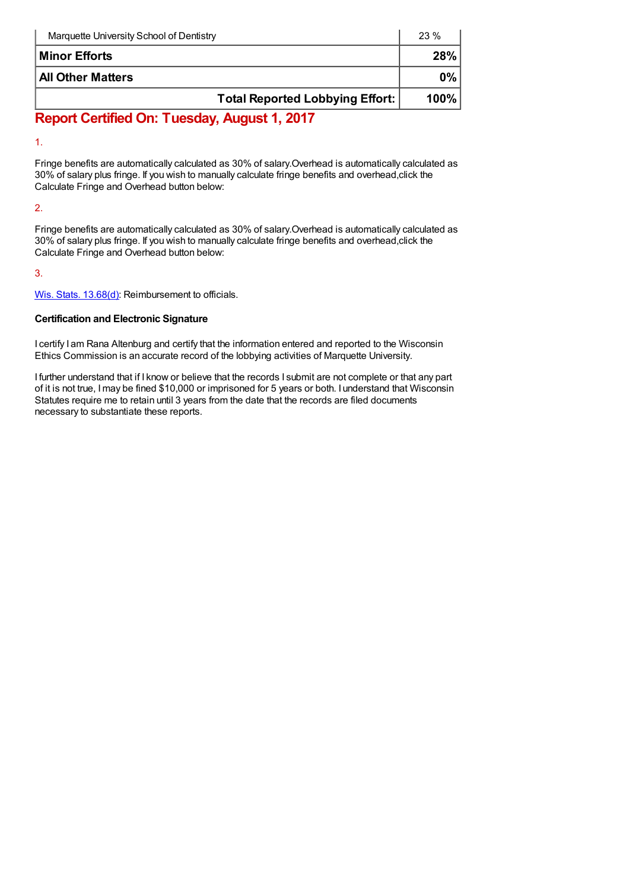| | |
|---|---|
| Marquette University School of Dentistry | 23 % |
| **Minor Efforts** | **28%** |
| **All Other Matters** | **0%** |
| **Total Reported Lobbying Effort:** | **100%** |

## Report Certified On: Tuesday, August 1, 2017

1.

Fringe benefits are automatically calculated as 30% of salary.Overhead is automatically calculated as 30% of salary plus fringe. If you wish to manually calculate fringe benefits and overhead,click the Calculate Fringe and Overhead button below:

2.

Fringe benefits are automatically calculated as 30% of salary.Overhead is automatically calculated as 30% of salary plus fringe. If you wish to manually calculate fringe benefits and overhead,click the Calculate Fringe and Overhead button below:

3.

Wis. Stats. 13.68(d): Reimbursement to officials.

**Certification and Electronic Signature**

I certify I am Rana Altenburg and certify that the information entered and reported to the Wisconsin Ethics Commission is an accurate record of the lobbying activities of Marquette University.

I further understand that if I know or believe that the records I submit are not complete or that any part of it is not true, I may be fined $10,000 or imprisoned for 5 years or both. I understand that Wisconsin Statutes require me to retain until 3 years from the date that the records are filed documents necessary to substantiate these reports.